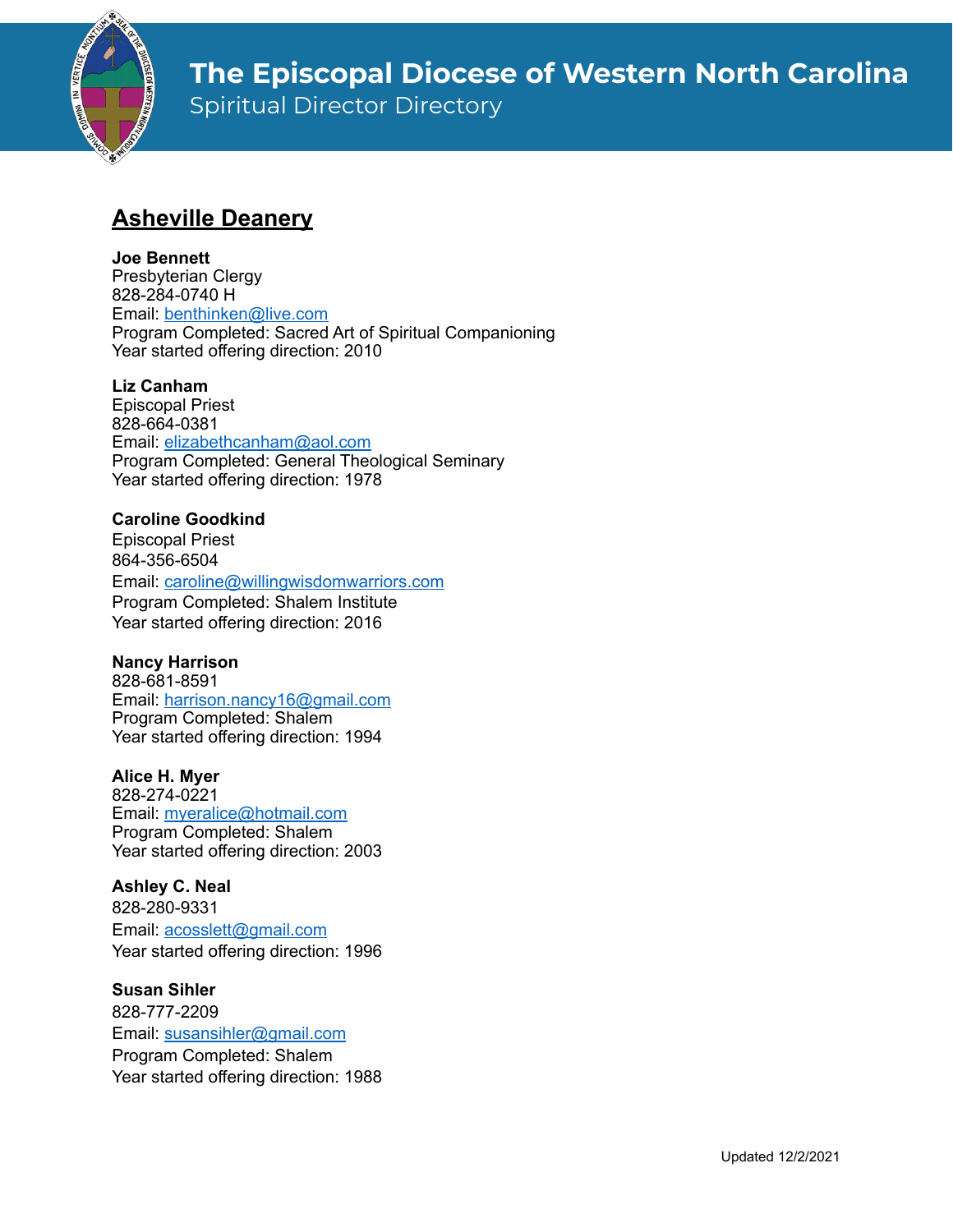# The Episcopal Diocese of Western North Carolina

Spiritual Director Directory

## Asheville Deanery

**Joe Bennett**
Presbyterian Clergy
828-284-0740 H
Email: benthinken@live.com
Program Completed: Sacred Art of Spiritual Companioning
Year started offering direction: 2010

**Liz Canham**
Episcopal Priest
828-664-0381
Email: elizabethcanham@aol.com
Program Completed: General Theological Seminary
Year started offering direction: 1978

**Caroline Goodkind**
Episcopal Priest
864-356-6504
Email: caroline@willingwisdomwarriors.com
Program Completed: Shalem Institute
Year started offering direction: 2016

**Nancy Harrison**
828-681-8591
Email: harrison.nancy16@gmail.com
Program Completed: Shalem
Year started offering direction: 1994

**Alice H. Myer**
828-274-0221
Email: myeralice@hotmail.com
Program Completed: Shalem
Year started offering direction: 2003

**Ashley C. Neal**
828-280-9331
Email: acosslett@gmail.com
Year started offering direction: 1996

**Susan Sihler**
828-777-2209
Email: susansihler@gmail.com
Program Completed: Shalem
Year started offering direction: 1988

Updated 12/2/2021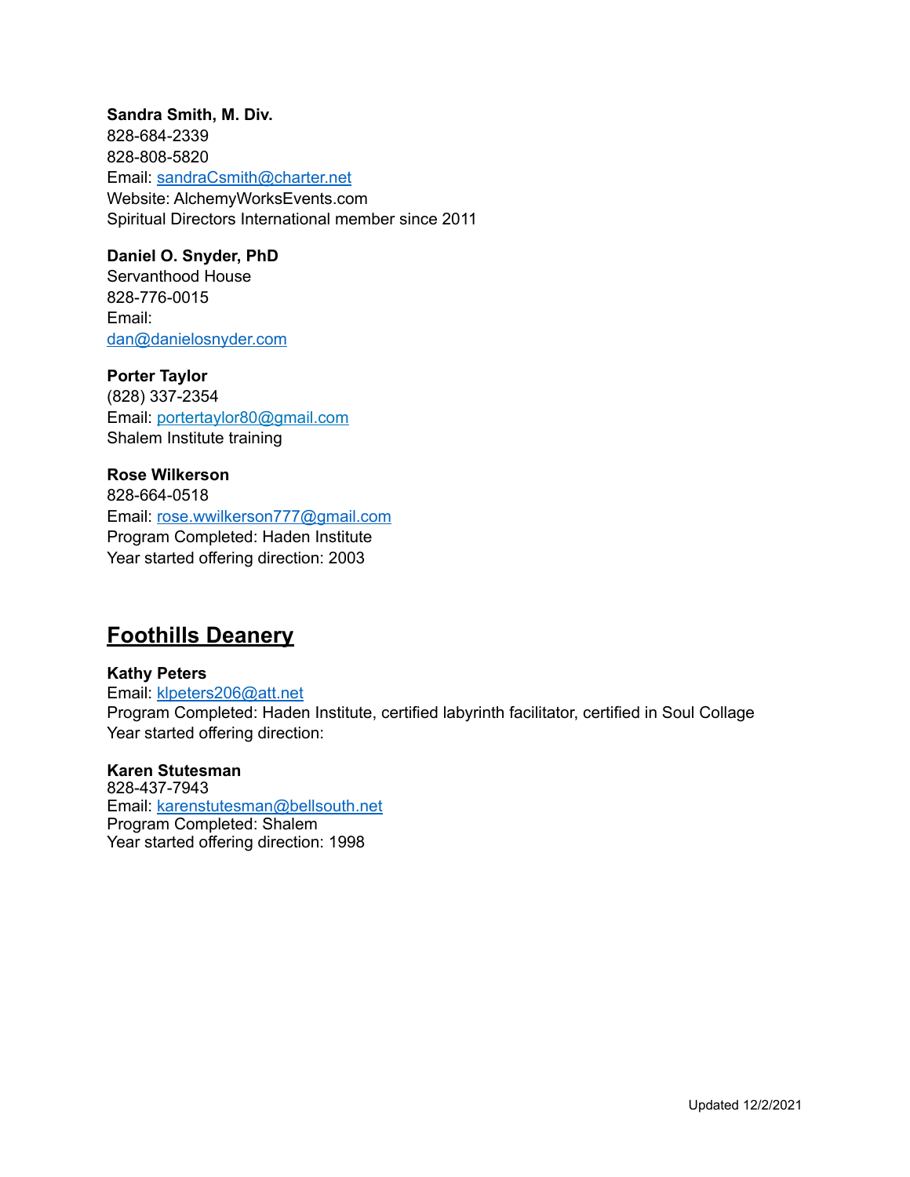**Sandra Smith, M. Div.**
828-684-2339
828-808-5820
Email: sandraCsmith@charter.net
Website: AlchemyWorksEvents.com
Spiritual Directors International member since 2011

**Daniel O. Snyder, PhD**
Servanthood House
828-776-0015
Email:
dan@danielosnyder.com

**Porter Taylor**
(828) 337-2354
Email: portertaylor80@gmail.com
Shalem Institute training

**Rose Wilkerson**
828-664-0518
Email: rose.wwilkerson777@gmail.com
Program Completed: Haden Institute
Year started offering direction: 2003

## Foothills Deanery

**Kathy Peters**
Email: klpeters206@att.net
Program Completed: Haden Institute, certified labyrinth facilitator, certified in Soul Collage
Year started offering direction:

**Karen Stutesman**
828-437-7943
Email: karenstutesman@bellsouth.net
Program Completed: Shalem
Year started offering direction: 1998

Updated 12/2/2021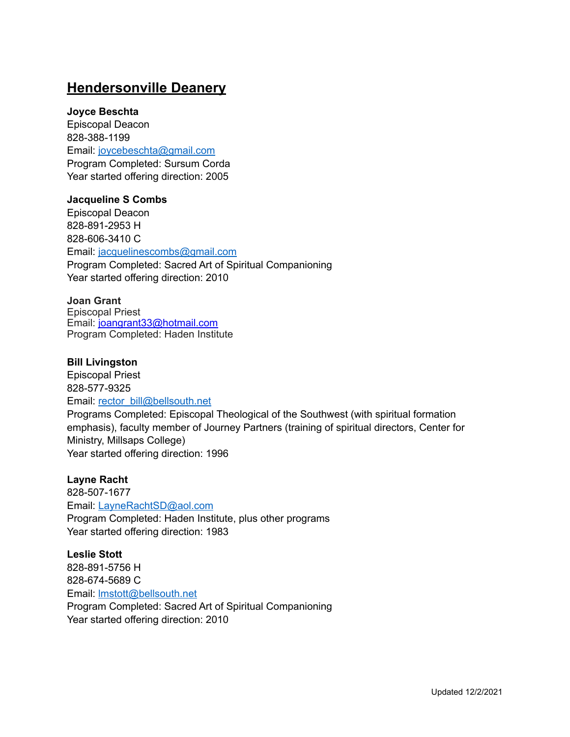## Hendersonville Deanery

**Joyce Beschta**
Episcopal Deacon
828-388-1199
Email: joycebeschta@gmail.com
Program Completed: Sursum Corda
Year started offering direction: 2005

**Jacqueline S Combs**
Episcopal Deacon
828-891-2953 H
828-606-3410 C
Email: jacquelinescombs@gmail.com
Program Completed: Sacred Art of Spiritual Companioning
Year started offering direction: 2010

**Joan Grant**
Episcopal Priest
Email: joangrant33@hotmail.com
Program Completed: Haden Institute

**Bill Livingston**
Episcopal Priest
828-577-9325
Email: rector_bill@bellsouth.net
Programs Completed: Episcopal Theological of the Southwest (with spiritual formation emphasis), faculty member of Journey Partners (training of spiritual directors, Center for Ministry, Millsaps College)
Year started offering direction: 1996

**Layne Racht**
828-507-1677
Email: LayneRachtSD@aol.com
Program Completed: Haden Institute, plus other programs
Year started offering direction: 1983

**Leslie Stott**
828-891-5756 H
828-674-5689 C
Email: lmstott@bellsouth.net
Program Completed: Sacred Art of Spiritual Companioning
Year started offering direction: 2010

Updated 12/2/2021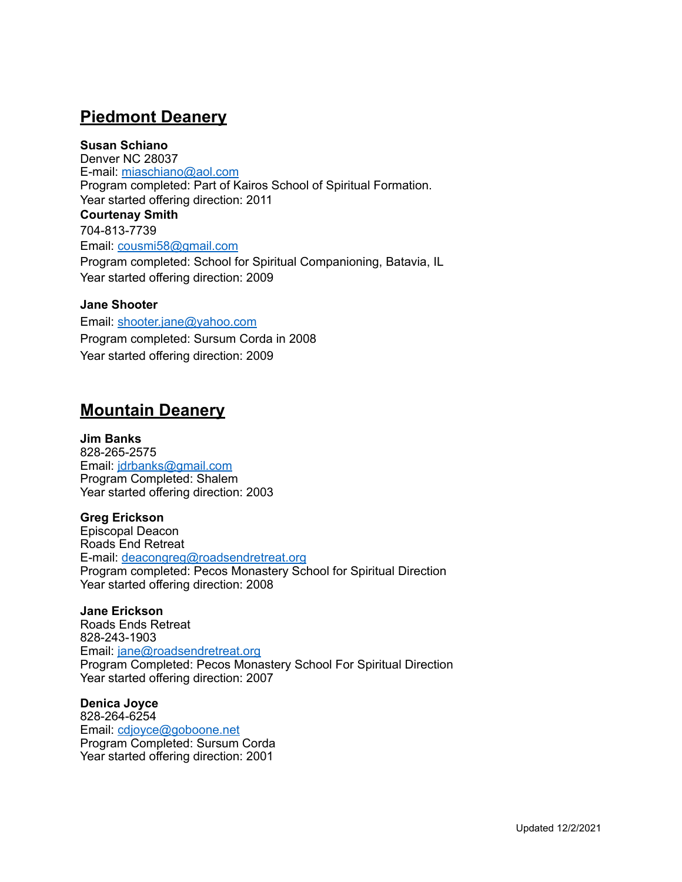## Piedmont Deanery

**Susan Schiano**
Denver NC 28037
E-mail: miaschiano@aol.com
Program completed: Part of Kairos School of Spiritual Formation.
Year started offering direction: 2011

**Courtenay Smith**
704-813-7739
Email: cousmi58@gmail.com
Program completed: School for Spiritual Companioning, Batavia, IL
Year started offering direction: 2009

**Jane Shooter**
Email: shooter.jane@yahoo.com
Program completed: Sursum Corda in 2008
Year started offering direction: 2009

## Mountain Deanery

**Jim Banks**
828-265-2575
Email: jdrbanks@gmail.com
Program Completed: Shalem
Year started offering direction: 2003

**Greg Erickson**
Episcopal Deacon
Roads End Retreat
E-mail: deacongreg@roadsendretreat.org
Program completed: Pecos Monastery School for Spiritual Direction
Year started offering direction: 2008

**Jane Erickson**
Roads Ends Retreat
828-243-1903
Email: jane@roadsendretreat.org
Program Completed: Pecos Monastery School For Spiritual Direction
Year started offering direction: 2007

**Denica Joyce**
828-264-6254
Email: cdjoyce@goboone.net
Program Completed: Sursum Corda
Year started offering direction: 2001

Updated 12/2/2021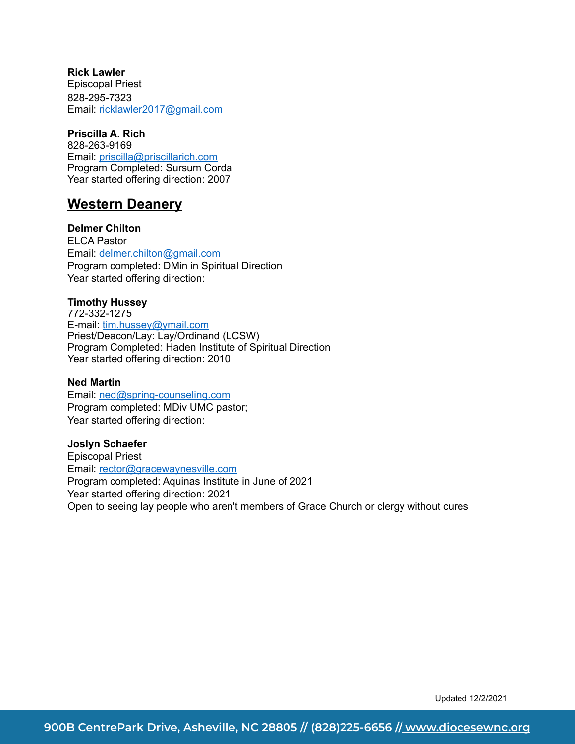**Rick Lawler**
Episcopal Priest
828-295-7323
Email: ricklawler2017@gmail.com

**Priscilla A. Rich**
828-263-9169
Email: priscilla@priscillarich.com
Program Completed: Sursum Corda
Year started offering direction: 2007

## Western Deanery

**Delmer Chilton**
ELCA Pastor
Email: delmer.chilton@gmail.com
Program completed: DMin in Spiritual Direction
Year started offering direction:

**Timothy Hussey**
772-332-1275
E-mail: tim.hussey@ymail.com
Priest/Deacon/Lay: Lay/Ordinand (LCSW)
Program Completed: Haden Institute of Spiritual Direction
Year started offering direction: 2010

**Ned Martin**
Email: ned@spring-counseling.com
Program completed: MDiv UMC pastor;
Year started offering direction:

**Joslyn Schaefer**
Episcopal Priest
Email: rector@gracewaynesville.com
Program completed: Aquinas Institute in June of 2021
Year started offering direction: 2021
Open to seeing lay people who aren't members of Grace Church or clergy without cures

Updated 12/2/2021